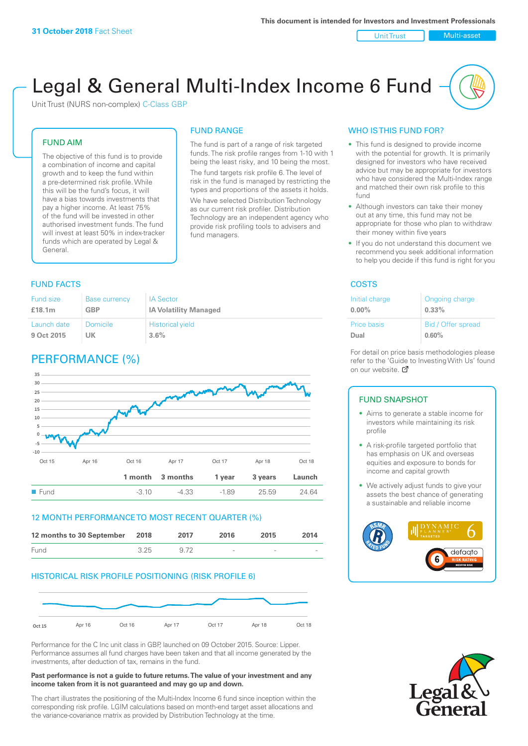31 October 2018 Fact Sheet

This document is intended for Investors and Investment Professionals

Unit Trust | Multi-asset

# Legal & General Multi-Index Income 6 Fund

Unit Trust (NURS non-complex) C-Class GBP

## FUND AIM

The objective of this fund is to provide a combination of income and capital growth and to keep the fund within a pre-determined risk profile. While this will be the fund's focus, it will have a bias towards investments that pay a higher income. At least 75% of the fund will be invested in other authorised investment funds. The fund will invest at least 50% in index-tracker funds which are operated by Legal & General.

## FUND RANGE

The fund is part of a range of risk targeted funds. The risk profile ranges from 1-10 with 1 being the least risky, and 10 being the most.

The fund targets risk profile 6. The level of risk in the fund is managed by restricting the types and proportions of the assets it holds. We have selected Distribution Technology as our current risk profiler. Distribution Technology are an independent agency who provide risk profiling tools to advisers and fund managers.

## WHO IS THIS FUND FOR?

- This fund is designed to provide income with the potential for growth. It is primarily designed for investors who have received advice but may be appropriate for investors who have considered the Multi-Index range and matched their own risk profile to this fund
- Although investors can take their money out at any time, this fund may not be appropriate for those who plan to withdraw their money within five years
- If you do not understand this document we recommend you seek additional information to help you decide if this fund is right for you

## FUND FACTS

| Fund size | Base currency | IA Sector |
|---|---|---|
| £18.1m | GBP | IA Volatility Managed |
| **Launch date** | **Domicile** | **Historical yield** |
| 9 Oct 2015 | UK | 3.6% |

## COSTS

| Initial charge | Ongoing charge |
|---|---|
| 0.00% | 0.33% |
| **Price basis** | **Bid / Offer spread** |
| Dual | 0.60% |

For detail on price basis methodologies please refer to the 'Guide to Investing With Us' found on our website.

## PERFORMANCE (%)

| | 1 month | 3 months | 1 year | 3 years | Launch |
|---|---|---|---|---|---|
| Fund | -3.10 | -4.33 | -1.89 | 25.59 | 24.64 |

## 12 MONTH PERFORMANCE TO MOST RECENT QUARTER (%)

| 12 months to 30 September | 2018 | 2017 | 2016 | 2015 | 2014 |
|---|---|---|---|---|---|
| Fund | 3.25 | 9.72 | - | - | - |

## HISTORICAL RISK PROFILE POSITIONING (RISK PROFILE 6)

Performance for the C Inc unit class in GBP, launched on 09 October 2015. Source: Lipper. Performance assumes all fund charges have been taken and that all income generated by the investments, after deduction of tax, remains in the fund.

**Past performance is not a guide to future returns. The value of your investment and any income taken from it is not guaranteed and may go up and down.**

The chart illustrates the positioning of the Multi-Index Income 6 fund since inception within the corresponding risk profile. LGIM calculations based on month-end target asset allocations and the variance-covariance matrix as provided by Distribution Technology at the time.

## FUND SNAPSHOT

- Aims to generate a stable income for investors while maintaining its risk profile
- A risk-profile targeted portfolio that has emphasis on UK and overseas equities and exposure to bonds for income and capital growth
- We actively adjust funds to give your assets the best chance of generating a sustainable and reliable income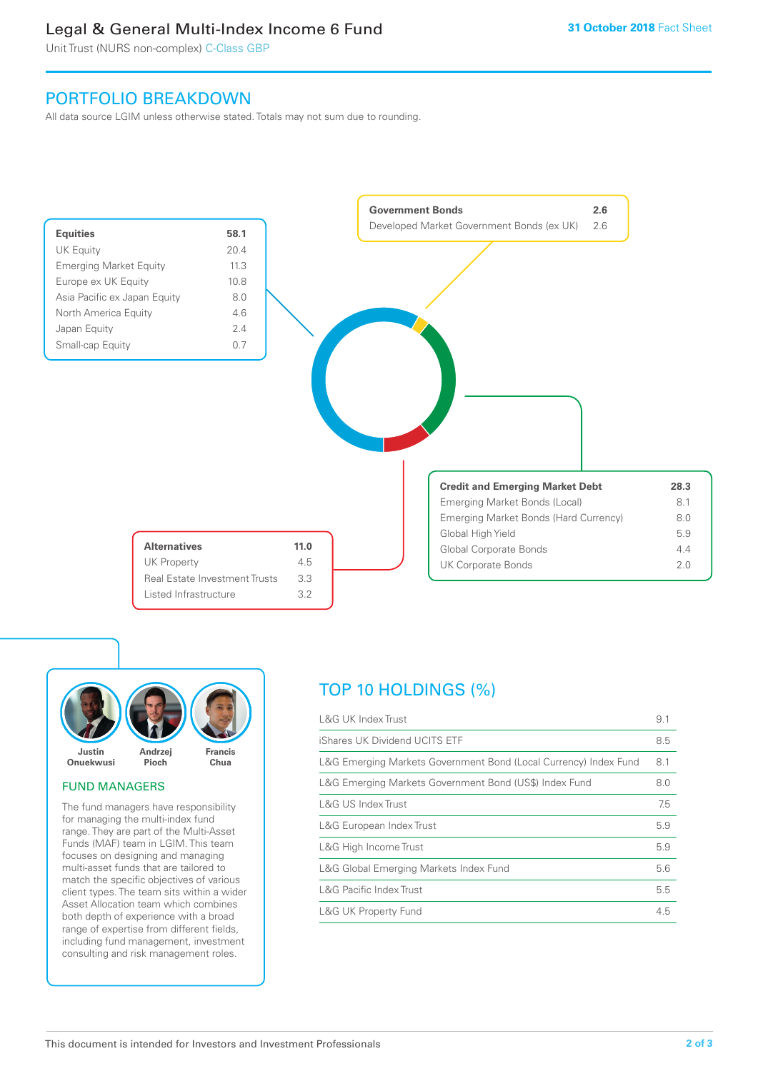## PORTFOLIO BREAKDOWN

All data source LGIM unless otherwise stated. Totals may not sum due to rounding.

| Equities | 58.1 |
|---|---|
| UK Equity | 20.4 |
| Emerging Market Equity | 11.3 |
| Europe ex UK Equity | 10.8 |
| Asia Pacific ex Japan Equity | 8.0 |
| North America Equity | 4.6 |
| Japan Equity | 2.4 |
| Small-cap Equity | 0.7 |

| Government Bonds | 2.6 |
|---|---|
| Developed Market Government Bonds (ex UK) | 2.6 |

| Credit and Emerging Market Debt | 28.3 |
|---|---|
| Emerging Market Bonds (Local) | 8.1 |
| Emerging Market Bonds (Hard Currency) | 8.0 |
| Global High Yield | 5.9 |
| Global Corporate Bonds | 4.4 |
| UK Corporate Bonds | 2.0 |

| Alternatives | 11.0 |
|---|---|
| UK Property | 4.5 |
| Real Estate Investment Trusts | 3.3 |
| Listed Infrastructure | 3.2 |

Justin Onuekwusi, Andrzej Pioch, Francis Chua

### FUND MANAGERS

The fund managers have responsibility for managing the multi-index fund range. They are part of the Multi-Asset Funds (MAF) team in LGIM. This team focuses on designing and managing multi-asset funds that are tailored to match the specific objectives of various client types. The team sits within a wider Asset Allocation team which combines both depth of experience with a broad range of expertise from different fields, including fund management, investment consulting and risk management roles.

## TOP 10 HOLDINGS (%)

| Holding | % |
|---|---|
| L&G UK Index Trust | 9.1 |
| iShares UK Dividend UCITS ETF | 8.5 |
| L&G Emerging Markets Government Bond (Local Currency) Index Fund | 8.1 |
| L&G Emerging Markets Government Bond (US$) Index Fund | 8.0 |
| L&G US Index Trust | 7.5 |
| L&G European Index Trust | 5.9 |
| L&G High Income Trust | 5.9 |
| L&G Global Emerging Markets Index Fund | 5.6 |
| L&G Pacific Index Trust | 5.5 |
| L&G UK Property Fund | 4.5 |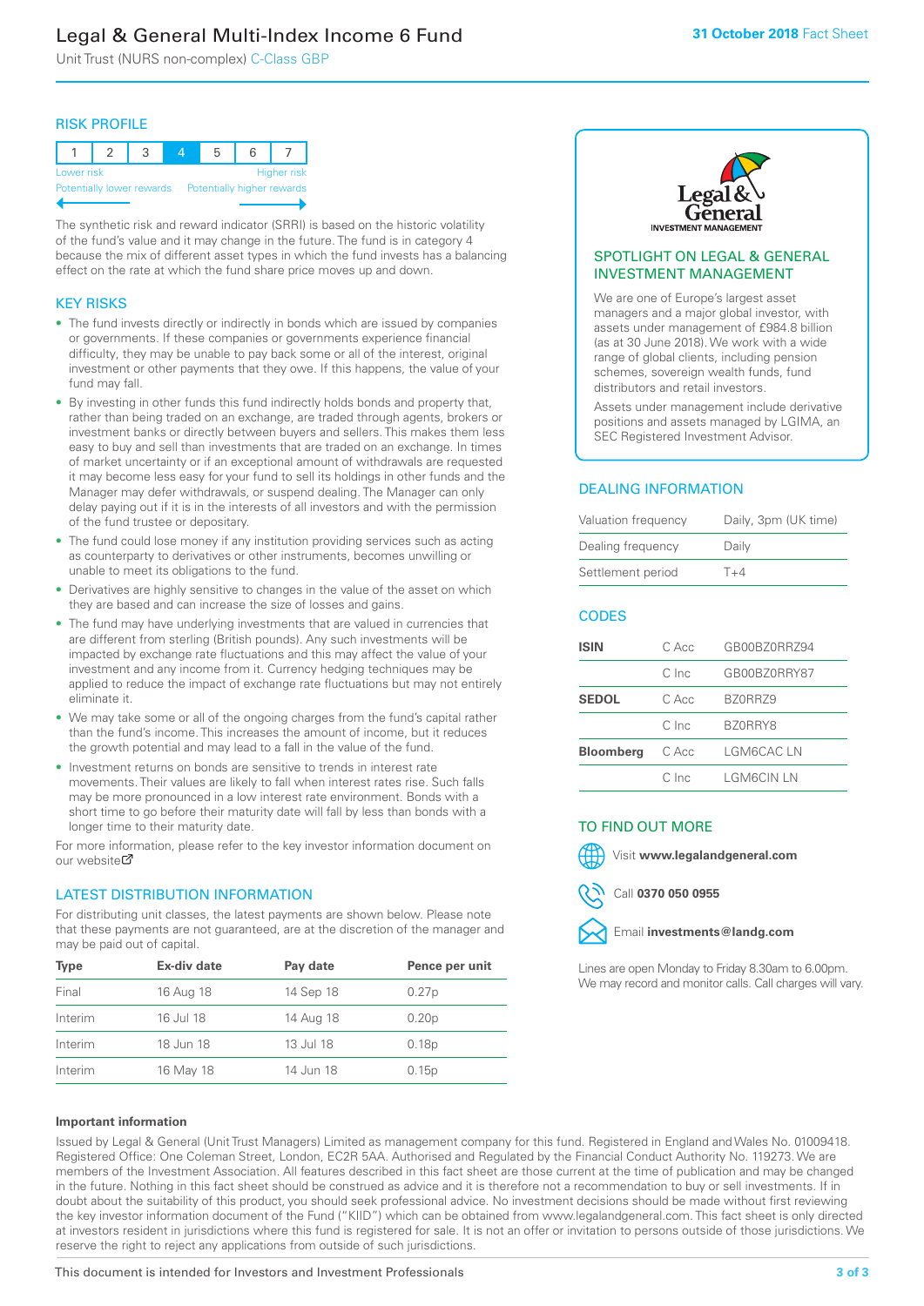# Legal & General Multi-Index Income 6 Fund

Unit Trust (NURS non-complex) C-Class GBP

**31 October 2018** Fact Sheet

## RISK PROFILE

| 1 | 2 | 3 | 4 | 5 | 6 | 7 |
|---|---|---|---|---|---|---|

Lower risk — Higher risk

Potentially lower rewards — Potentially higher rewards

The synthetic risk and reward indicator (SRRI) is based on the historic volatility of the fund's value and it may change in the future. The fund is in category 4 because the mix of different asset types in which the fund invests has a balancing effect on the rate at which the fund share price moves up and down.

## KEY RISKS

- The fund invests directly or indirectly in bonds which are issued by companies or governments. If these companies or governments experience financial difficulty, they may be unable to pay back some or all of the interest, original investment or other payments that they owe. If this happens, the value of your fund may fall.
- By investing in other funds this fund indirectly holds bonds and property that, rather than being traded on an exchange, are traded through agents, brokers or investment banks or directly between buyers and sellers. This makes them less easy to buy and sell than investments that are traded on an exchange. In times of market uncertainty or if an exceptional amount of withdrawals are requested it may become less easy for your fund to sell its holdings in other funds and the Manager may defer withdrawals, or suspend dealing. The Manager can only delay paying out if it is in the interests of all investors and with the permission of the fund trustee or depositary.
- The fund could lose money if any institution providing services such as acting as counterparty to derivatives or other instruments, becomes unwilling or unable to meet its obligations to the fund.
- Derivatives are highly sensitive to changes in the value of the asset on which they are based and can increase the size of losses and gains.
- The fund may have underlying investments that are valued in currencies that are different from sterling (British pounds). Any such investments will be impacted by exchange rate fluctuations and this may affect the value of your investment and any income from it. Currency hedging techniques may be applied to reduce the impact of exchange rate fluctuations but may not entirely eliminate it.
- We may take some or all of the ongoing charges from the fund's capital rather than the fund's income. This increases the amount of income, but it reduces the growth potential and may lead to a fall in the value of the fund.
- Investment returns on bonds are sensitive to trends in interest rate movements. Their values are likely to fall when interest rates rise. Such falls may be more pronounced in a low interest rate environment. Bonds with a short time to go before their maturity date will fall by less than bonds with a longer time to their maturity date.

For more information, please refer to the key investor information document on our website

## LATEST DISTRIBUTION INFORMATION

For distributing unit classes, the latest payments are shown below. Please note that these payments are not guaranteed, are at the discretion of the manager and may be paid out of capital.

| Type | Ex-div date | Pay date | Pence per unit |
|---|---|---|---|
| Final | 16 Aug 18 | 14 Sep 18 | 0.27p |
| Interim | 16 Jul 18 | 14 Aug 18 | 0.20p |
| Interim | 18 Jun 18 | 13 Jul 18 | 0.18p |
| Interim | 16 May 18 | 14 Jun 18 | 0.15p |

## SPOTLIGHT ON LEGAL & GENERAL INVESTMENT MANAGEMENT

We are one of Europe's largest asset managers and a major global investor, with assets under management of £984.8 billion (as at 30 June 2018). We work with a wide range of global clients, including pension schemes, sovereign wealth funds, fund distributors and retail investors.

Assets under management include derivative positions and assets managed by LGIMA, an SEC Registered Investment Advisor.

## DEALING INFORMATION

| | |
|---|---|
| Valuation frequency | Daily, 3pm (UK time) |
| Dealing frequency | Daily |
| Settlement period | T+4 |

## CODES

| | | |
|---|---|---|
| **ISIN** | C Acc | GB00BZ0RRZ94 |
| | C Inc | GB00BZ0RRY87 |
| **SEDOL** | C Acc | BZ0RRZ9 |
| | C Inc | BZ0RRY8 |
| **Bloomberg** | C Acc | LGM6CAC LN |
| | C Inc | LGM6CIN LN |

## TO FIND OUT MORE

Visit **www.legalandgeneral.com**

Call **0370 050 0955**

Email **investments@landg.com**

Lines are open Monday to Friday 8.30am to 6.00pm. We may record and monitor calls. Call charges will vary.

### Important information

Issued by Legal & General (Unit Trust Managers) Limited as management company for this fund. Registered in England and Wales No. 01009418. Registered Office: One Coleman Street, London, EC2R 5AA. Authorised and Regulated by the Financial Conduct Authority No. 119273. We are members of the Investment Association. All features described in this fact sheet are those current at the time of publication and may be changed in the future. Nothing in this fact sheet should be construed as advice and it is therefore not a recommendation to buy or sell investments. If in doubt about the suitability of this product, you should seek professional advice. No investment decisions should be made without first reviewing the key investor information document of the Fund ("KIID") which can be obtained from www.legalandgeneral.com. This fact sheet is only directed at investors resident in jurisdictions where this fund is registered for sale. It is not an offer or invitation to persons outside of those jurisdictions. We reserve the right to reject any applications from outside of such jurisdictions.

This document is intended for Investors and Investment Professionals